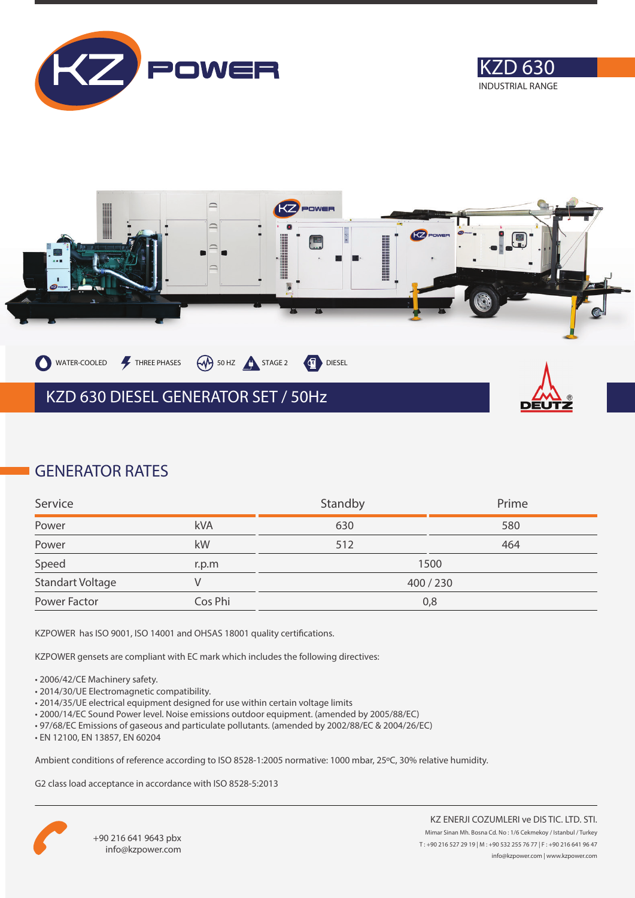# KZD 630

INDUSTRIAL RANGE

WATER-COOLED | THREE PHASES | 50 HZ | STAGE 2 | DIESEL

## KZD 630 DIESEL GENERATOR SET / 50Hz

## GENERATOR RATES

| Service | | Standby | Prime |
|---|---|---|---|
| Power | kVA | 630 | 580 |
| Power | kW | 512 | 464 |
| Speed | r.p.m | 1500 | |
| Standart Voltage | V | 400 / 230 | |
| Power Factor | Cos Phi | 0,8 | |

KZPOWER has ISO 9001, ISO 14001 and OHSAS 18001 quality certifications.

KZPOWER gensets are compliant with EC mark which includes the following directives:

- 2006/42/CE Machinery safety.
- 2014/30/UE Electromagnetic compatibility.
- 2014/35/UE electrical equipment designed for use within certain voltage limits
- 2000/14/EC Sound Power level. Noise emissions outdoor equipment. (amended by 2005/88/EC)
- 97/68/EC Emissions of gaseous and particulate pollutants. (amended by 2002/88/EC & 2004/26/EC)
- EN 12100, EN 13857, EN 60204

Ambient conditions of reference according to ISO 8528-1:2005 normative: 1000 mbar, 25ºC, 30% relative humidity.

G2 class load acceptance in accordance with ISO 8528-5:2013

+90 216 641 9643 pbx
info@kzpower.com

KZ ENERJI COZUMLERI ve DIS TIC. LTD. STI.
Mimar Sinan Mh. Bosna Cd. No : 1/6 Cekmekoy / Istanbul / Turkey
T : +90 216 527 29 19 | M : +90 532 255 76 77 | F : +90 216 641 96 47
info@kzpower.com | www.kzpower.com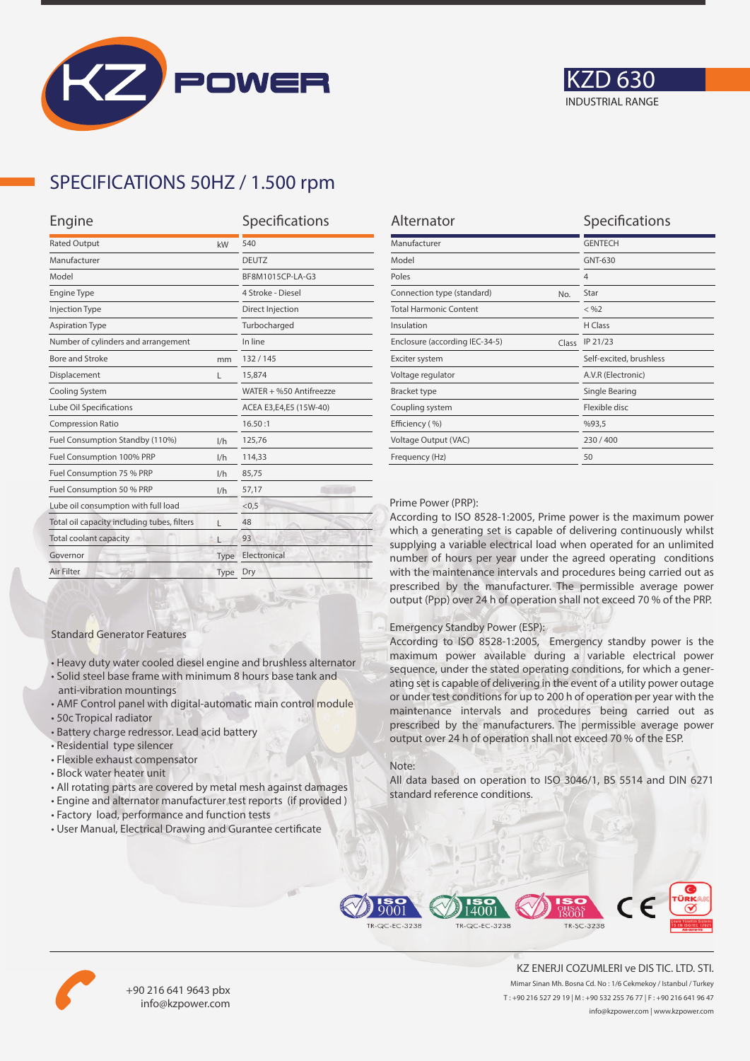# KZD 630

INDUSTRIAL RANGE

## SPECIFICATIONS 50HZ / 1.500 rpm

| Engine | | Specifications |
|---|---|---|
| Rated Output | kW | 540 |
| Manufacturer | | DEUTZ |
| Model | | BF8M1015CP-LA-G3 |
| Engine Type | | 4 Stroke - Diesel |
| Injection Type | | Direct Injection |
| Aspiration Type | | Turbocharged |
| Number of cylinders and arrangement | | In line |
| Bore and Stroke | mm | 132 / 145 |
| Displacement | L | 15,874 |
| Cooling System | | WATER + %50 Antifreezze |
| Lube Oil Specifications | | ACEA E3,E4,E5 (15W-40) |
| Compression Ratio | | 16.50 :1 |
| Fuel Consumption Standby (110%) | l/h | 125,76 |
| Fuel Consumption 100% PRP | l/h | 114,33 |
| Fuel Consumption 75 % PRP | l/h | 85,75 |
| Fuel Consumption 50 % PRP | l/h | 57,17 |
| Lube oil consumption with full load | | <0,5 |
| Total oil capacity including tubes, filters | L | 48 |
| Total coolant capacity | L | 93 |
| Governor | Type | Electronical |
| Air Filter | Type | Dry |

| Alternator | | Specifications |
|---|---|---|
| Manufacturer | | GENTECH |
| Model | | GNT-630 |
| Poles | | 4 |
| Connection type (standard) | No. | Star |
| Total Harmonic Content | | < %2 |
| Insulation | | H Class |
| Enclosure (according IEC-34-5) | Class | IP 21/23 |
| Exciter system | | Self-excited, brushless |
| Voltage regulator | | A.V.R (Electronic) |
| Bracket type | | Single Bearing |
| Coupling system | | Flexible disc |
| Efficiency ( %) | | %93,5 |
| Voltage Output (VAC) | | 230 / 400 |
| Frequency (Hz) | | 50 |

Prime Power (PRP):
According to ISO 8528-1:2005, Prime power is the maximum power which a generating set is capable of delivering continuously whilst supplying a variable electrical load when operated for an unlimited number of hours per year under the agreed operating conditions with the maintenance intervals and procedures being carried out as prescribed by the manufacturer. The permissible average power output (Ppp) over 24 h of operation shall not exceed 70 % of the PRP.

Emergency Standby Power (ESP):
According to ISO 8528-1:2005, Emergency standby power is the maximum power available during a variable electrical power sequence, under the stated operating conditions, for which a generating set is capable of delivering in the event of a utility power outage or under test conditions for up to 200 h of operation per year with the maintenance intervals and procedures being carried out as prescribed by the manufacturers. The permissible average power output over 24 h of operation shall not exceed 70 % of the ESP.

Note:
All data based on operation to ISO 3046/1, BS 5514 and DIN 6271 standard reference conditions.

### Standard Generator Features

- Heavy duty water cooled diesel engine and brushless alternator
- Solid steel base frame with minimum 8 hours base tank and anti-vibration mountings
- AMF Control panel with digital-automatic main control module
- 50c Tropical radiator
- Battery charge redressor. Lead acid battery
- Residential type silencer
- Flexible exhaust compensator
- Block water heater unit
- All rotating parts are covered by metal mesh against damages
- Engine and alternator manufacturer test reports (if provided )
- Factory load, performance and function tests
- User Manual, Electrical Drawing and Gurantee certificate

ISO 9001 TR-QC-EC-3238 | ISO 14001 TR-QC-EC-3238 | ISO OHSAS 18001 TR-SC-3238 | CE | TÜRKAK

+90 216 641 9643 pbx
info@kzpower.com

KZ ENERJI COZUMLERI ve DIS TIC. LTD. STI.
Mimar Sinan Mh. Bosna Cd. No : 1/6 Cekmekoy / Istanbul / Turkey
T : +90 216 527 29 19 | M : +90 532 255 76 77 | F : +90 216 641 96 47
info@kzpower.com | www.kzpower.com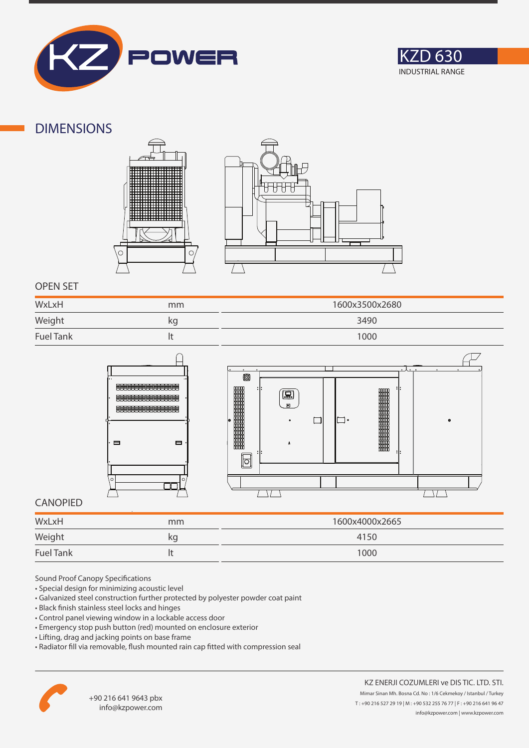KZD 630

INDUSTRIAL RANGE

## DIMENSIONS

### OPEN SET

| WxLxH | mm | 1600x3500x2680 |
|---|---|---|
| Weight | kg | 3490 |
| Fuel Tank | lt | 1000 |

### CANOPIED

| WxLxH | mm | 1600x4000x2665 |
|---|---|---|
| Weight | kg | 4150 |
| Fuel Tank | lt | 1000 |

Sound Proof Canopy Specifications

- Special design for minimizing acoustic level
- Galvanized steel construction further protected by polyester powder coat paint
- Black finish stainless steel locks and hinges
- Control panel viewing window in a lockable access door
- Emergency stop push button (red) mounted on enclosure exterior
- Lifting, drag and jacking points on base frame
- Radiator fill via removable, flush mounted rain cap fitted with compression seal

+90 216 641 9643 pbx
info@kzpower.com

KZ ENERJI COZUMLERI ve DIS TIC. LTD. STI.
Mimar Sinan Mh. Bosna Cd. No : 1/6 Cekmekoy / Istanbul / Turkey
T : +90 216 527 29 19 | M : +90 532 255 76 77 | F : +90 216 641 96 47
info@kzpower.com | www.kzpower.com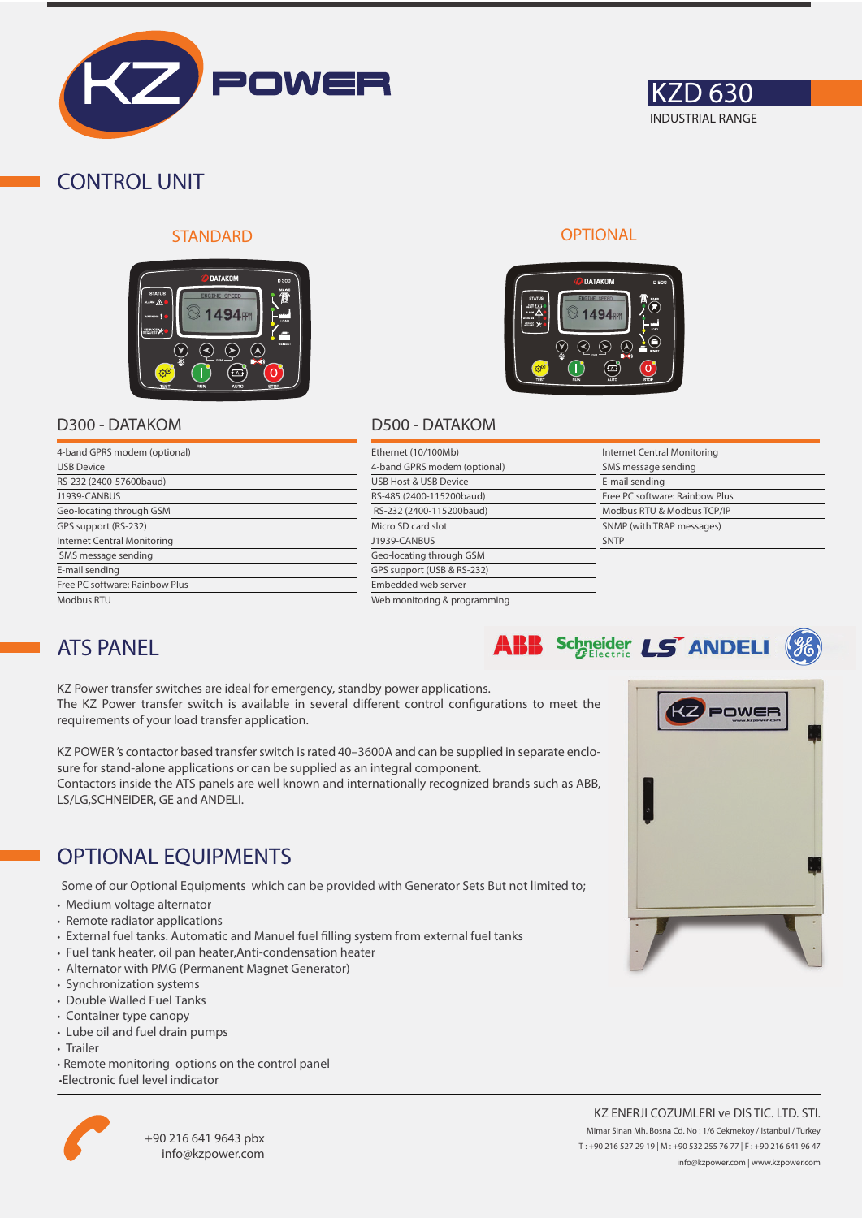KZD 630

INDUSTRIAL RANGE

## CONTROL UNIT

STANDARD

OPTIONAL

### D300 - DATAKOM

| |
|---|
| 4-band GPRS modem (optional) |
| USB Device |
| RS-232 (2400-57600baud) |
| J1939-CANBUS |
| Geo-locating through GSM |
| GPS support (RS-232) |
| Internet Central Monitoring |
| SMS message sending |
| E-mail sending |
| Free PC software: Rainbow Plus |
| Modbus RTU |

### D500 - DATAKOM

| | |
|---|---|
| Ethernet (10/100Mb) | Internet Central Monitoring |
| 4-band GPRS modem (optional) | SMS message sending |
| USB Host & USB Device | E-mail sending |
| RS-485 (2400-115200baud) | Free PC software: Rainbow Plus |
| RS-232 (2400-115200baud) | Modbus RTU & Modbus TCP/IP |
| Micro SD card slot | SNMP (with TRAP messages) |
| J1939-CANBUS | SNTP |
| Geo-locating through GSM | |
| GPS support (USB & RS-232) | |
| Embedded web server | |
| Web monitoring & programming | |

## ATS PANEL

KZ Power transfer switches are ideal for emergency, standby power applications.
The KZ Power transfer switch is available in several different control configurations to meet the requirements of your load transfer application.

KZ POWER 's contactor based transfer switch is rated 40–3600A and can be supplied in separate enclosure for stand-alone applications or can be supplied as an integral component.
Contactors inside the ATS panels are well known and internationally recognized brands such as ABB, LS/LG,SCHNEIDER, GE and ANDELI.

## OPTIONAL EQUIPMENTS

Some of our Optional Equipments which can be provided with Generator Sets But not limited to;

- Medium voltage alternator
- Remote radiator applications
- External fuel tanks. Automatic and Manuel fuel filling system from external fuel tanks
- Fuel tank heater, oil pan heater,Anti-condensation heater
- Alternator with PMG (Permanent Magnet Generator)
- Synchronization systems
- Double Walled Fuel Tanks
- Container type canopy
- Lube oil and fuel drain pumps
- Trailer
- Remote monitoring options on the control panel
- Electronic fuel level indicator

+90 216 641 9643 pbx
info@kzpower.com

KZ ENERJI COZUMLERI ve DIS TIC. LTD. STI.
Mimar Sinan Mh. Bosna Cd. No : 1/6 Cekmekoy / Istanbul / Turkey
T : +90 216 527 29 19 | M : +90 532 255 76 77 | F : +90 216 641 96 47
info@kzpower.com | www.kzpower.com